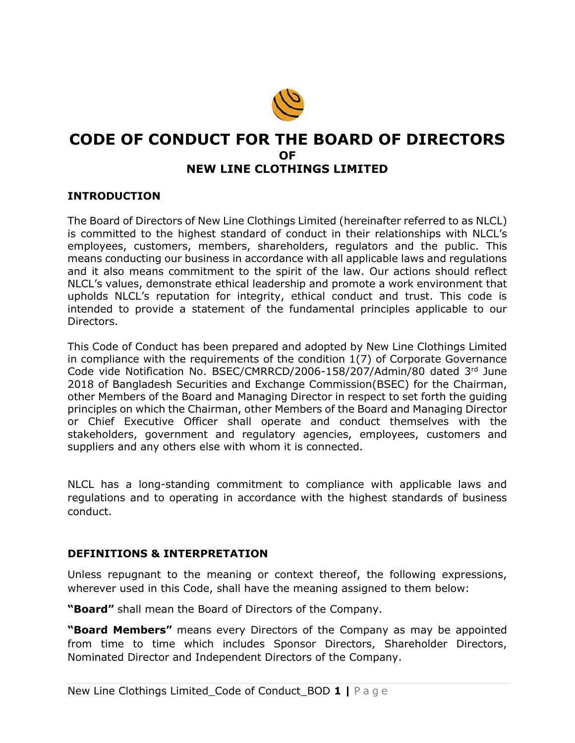# CODE OF CONDUCT FOR THE BOARD OF DIRECTORS
### OF
### NEW LINE CLOTHINGS LIMITED

## INTRODUCTION

The Board of Directors of New Line Clothings Limited (hereinafter referred to as NLCL) is committed to the highest standard of conduct in their relationships with NLCL's employees, customers, members, shareholders, regulators and the public. This means conducting our business in accordance with all applicable laws and regulations and it also means commitment to the spirit of the law. Our actions should reflect NLCL's values, demonstrate ethical leadership and promote a work environment that upholds NLCL's reputation for integrity, ethical conduct and trust. This code is intended to provide a statement of the fundamental principles applicable to our Directors.

This Code of Conduct has been prepared and adopted by New Line Clothings Limited in compliance with the requirements of the condition 1(7) of Corporate Governance Code vide Notification No. BSEC/CMRRCD/2006-158/207/Admin/80 dated 3rd June 2018 of Bangladesh Securities and Exchange Commission(BSEC) for the Chairman, other Members of the Board and Managing Director in respect to set forth the guiding principles on which the Chairman, other Members of the Board and Managing Director or Chief Executive Officer shall operate and conduct themselves with the stakeholders, government and regulatory agencies, employees, customers and suppliers and any others else with whom it is connected.

NLCL has a long-standing commitment to compliance with applicable laws and regulations and to operating in accordance with the highest standards of business conduct.

## DEFINITIONS & INTERPRETATION

Unless repugnant to the meaning or context thereof, the following expressions, wherever used in this Code, shall have the meaning assigned to them below:

**"Board"** shall mean the Board of Directors of the Company.

**"Board Members"** means every Directors of the Company as may be appointed from time to time which includes Sponsor Directors, Shareholder Directors, Nominated Director and Independent Directors of the Company.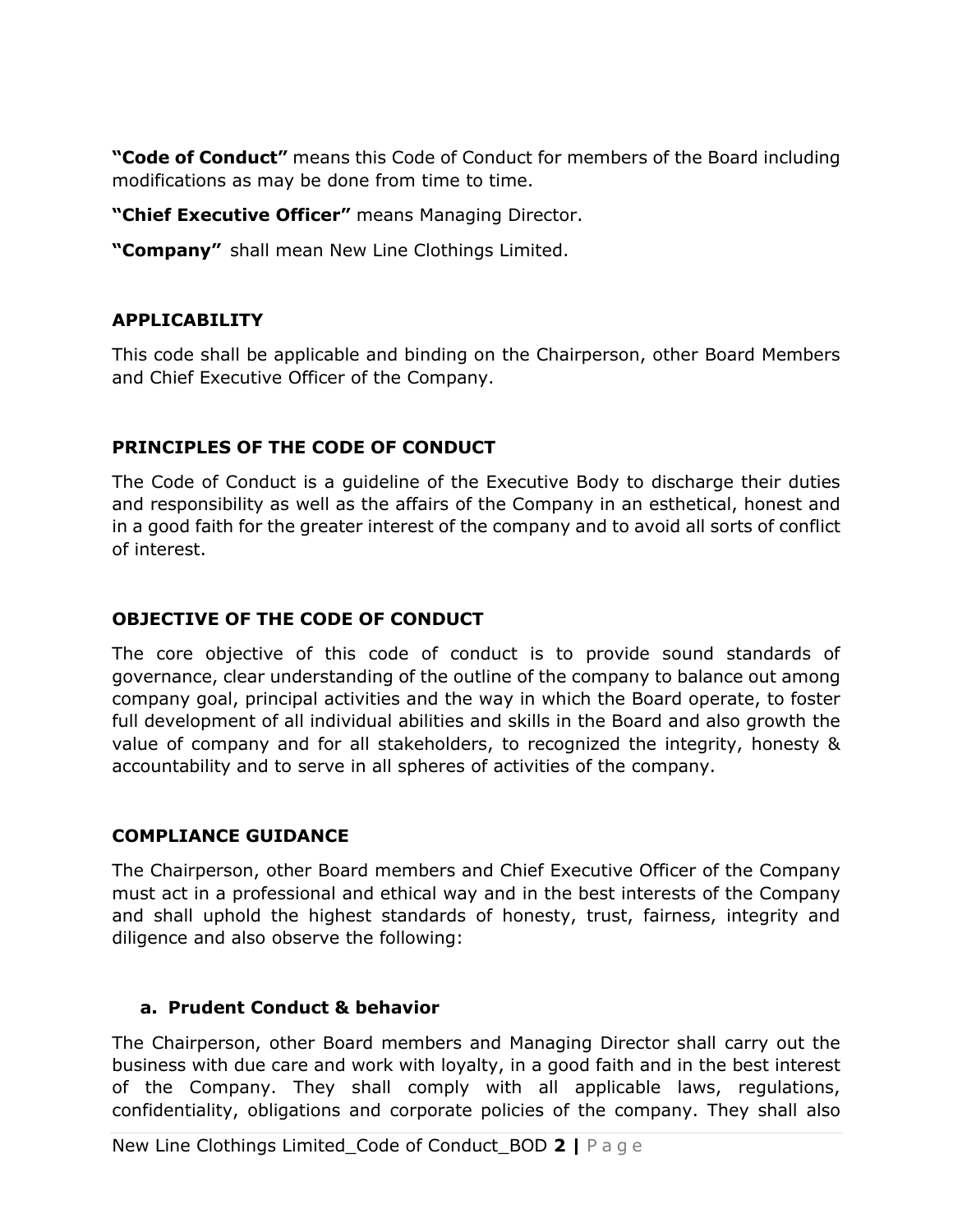**"Code of Conduct"** means this Code of Conduct for members of the Board including modifications as may be done from time to time.

**"Chief Executive Officer"** means Managing Director.

**"Company"** shall mean New Line Clothings Limited.

## APPLICABILITY

This code shall be applicable and binding on the Chairperson, other Board Members and Chief Executive Officer of the Company.

## PRINCIPLES OF THE CODE OF CONDUCT

The Code of Conduct is a guideline of the Executive Body to discharge their duties and responsibility as well as the affairs of the Company in an esthetical, honest and in a good faith for the greater interest of the company and to avoid all sorts of conflict of interest.

## OBJECTIVE OF THE CODE OF CONDUCT

The core objective of this code of conduct is to provide sound standards of governance, clear understanding of the outline of the company to balance out among company goal, principal activities and the way in which the Board operate, to foster full development of all individual abilities and skills in the Board and also growth the value of company and for all stakeholders, to recognized the integrity, honesty & accountability and to serve in all spheres of activities of the company.

## COMPLIANCE GUIDANCE

The Chairperson, other Board members and Chief Executive Officer of the Company must act in a professional and ethical way and in the best interests of the Company and shall uphold the highest standards of honesty, trust, fairness, integrity and diligence and also observe the following:

### a. Prudent Conduct & behavior

The Chairperson, other Board members and Managing Director shall carry out the business with due care and work with loyalty, in a good faith and in the best interest of the Company. They shall comply with all applicable laws, regulations, confidentiality, obligations and corporate policies of the company. They shall also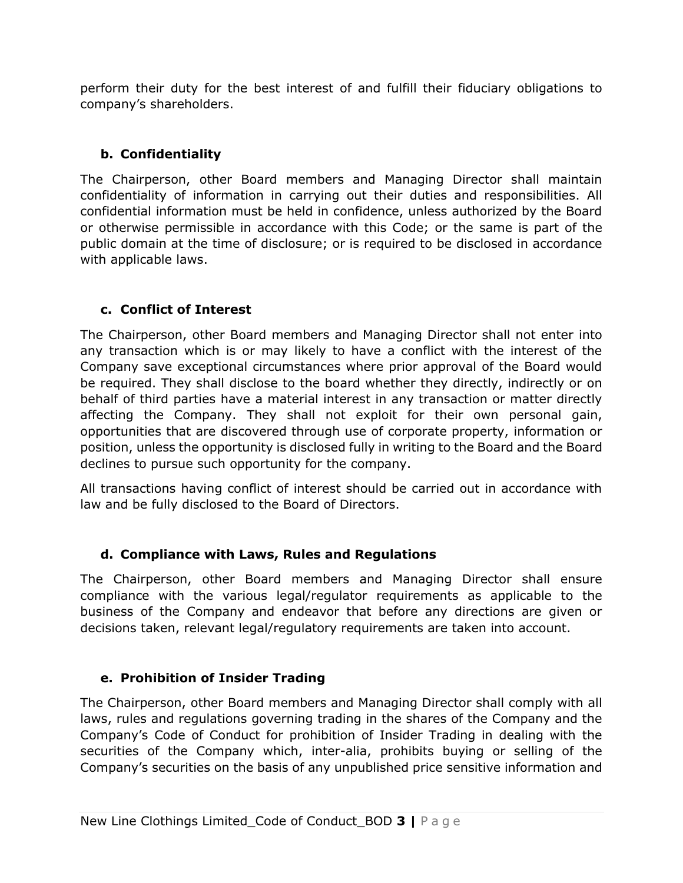perform their duty for the best interest of and fulfill their fiduciary obligations to company's shareholders.

### b. Confidentiality

The Chairperson, other Board members and Managing Director shall maintain confidentiality of information in carrying out their duties and responsibilities. All confidential information must be held in confidence, unless authorized by the Board or otherwise permissible in accordance with this Code; or the same is part of the public domain at the time of disclosure; or is required to be disclosed in accordance with applicable laws.

### c. Conflict of Interest

The Chairperson, other Board members and Managing Director shall not enter into any transaction which is or may likely to have a conflict with the interest of the Company save exceptional circumstances where prior approval of the Board would be required. They shall disclose to the board whether they directly, indirectly or on behalf of third parties have a material interest in any transaction or matter directly affecting the Company. They shall not exploit for their own personal gain, opportunities that are discovered through use of corporate property, information or position, unless the opportunity is disclosed fully in writing to the Board and the Board declines to pursue such opportunity for the company.

All transactions having conflict of interest should be carried out in accordance with law and be fully disclosed to the Board of Directors.

### d. Compliance with Laws, Rules and Regulations

The Chairperson, other Board members and Managing Director shall ensure compliance with the various legal/regulator requirements as applicable to the business of the Company and endeavor that before any directions are given or decisions taken, relevant legal/regulatory requirements are taken into account.

### e. Prohibition of Insider Trading

The Chairperson, other Board members and Managing Director shall comply with all laws, rules and regulations governing trading in the shares of the Company and the Company's Code of Conduct for prohibition of Insider Trading in dealing with the securities of the Company which, inter-alia, prohibits buying or selling of the Company's securities on the basis of any unpublished price sensitive information and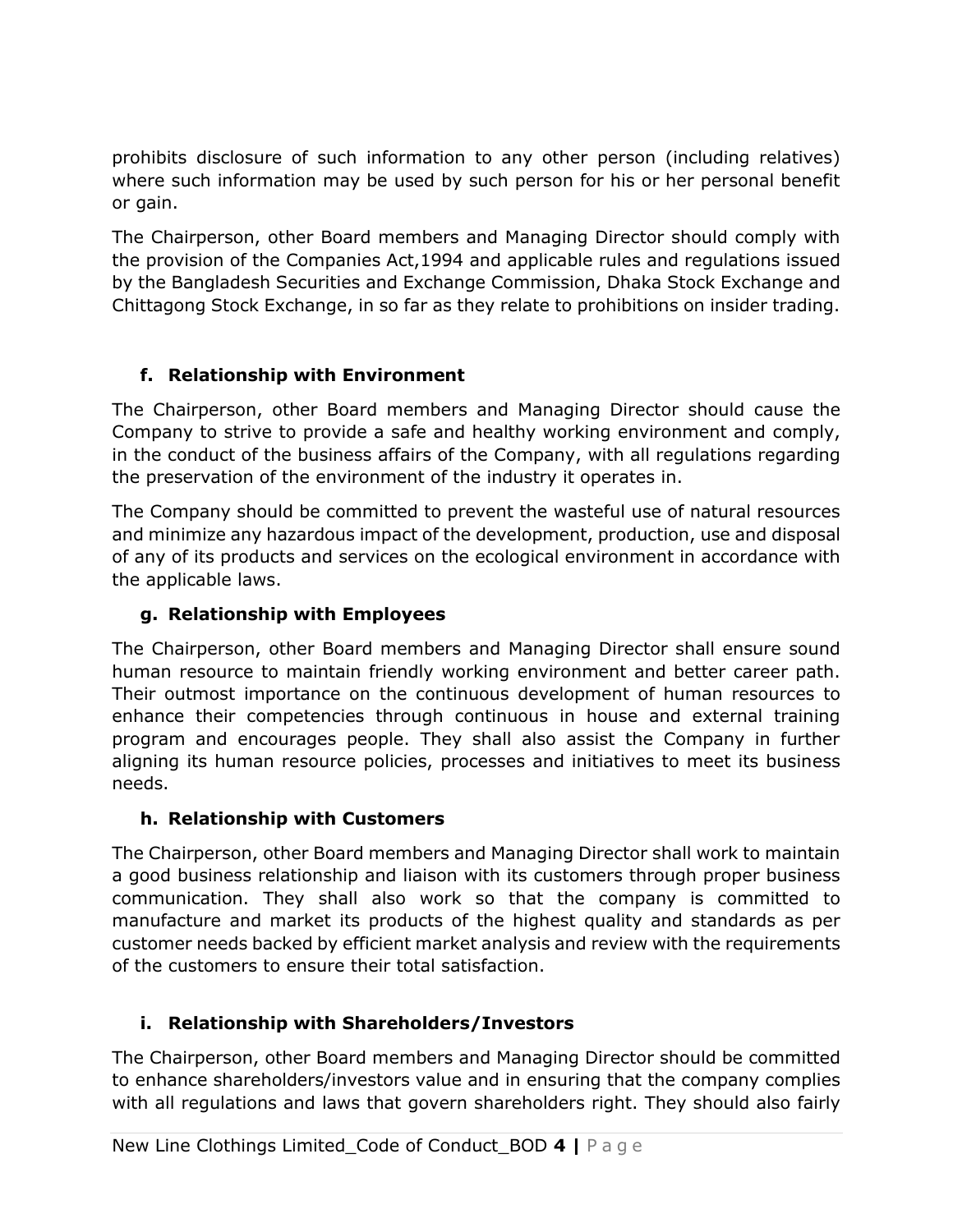prohibits disclosure of such information to any other person (including relatives) where such information may be used by such person for his or her personal benefit or gain.

The Chairperson, other Board members and Managing Director should comply with the provision of the Companies Act,1994 and applicable rules and regulations issued by the Bangladesh Securities and Exchange Commission, Dhaka Stock Exchange and Chittagong Stock Exchange, in so far as they relate to prohibitions on insider trading.

### f. Relationship with Environment

The Chairperson, other Board members and Managing Director should cause the Company to strive to provide a safe and healthy working environment and comply, in the conduct of the business affairs of the Company, with all regulations regarding the preservation of the environment of the industry it operates in.

The Company should be committed to prevent the wasteful use of natural resources and minimize any hazardous impact of the development, production, use and disposal of any of its products and services on the ecological environment in accordance with the applicable laws.

### g. Relationship with Employees

The Chairperson, other Board members and Managing Director shall ensure sound human resource to maintain friendly working environment and better career path. Their outmost importance on the continuous development of human resources to enhance their competencies through continuous in house and external training program and encourages people. They shall also assist the Company in further aligning its human resource policies, processes and initiatives to meet its business needs.

### h. Relationship with Customers

The Chairperson, other Board members and Managing Director shall work to maintain a good business relationship and liaison with its customers through proper business communication. They shall also work so that the company is committed to manufacture and market its products of the highest quality and standards as per customer needs backed by efficient market analysis and review with the requirements of the customers to ensure their total satisfaction.

### i. Relationship with Shareholders/Investors

The Chairperson, other Board members and Managing Director should be committed to enhance shareholders/investors value and in ensuring that the company complies with all regulations and laws that govern shareholders right. They should also fairly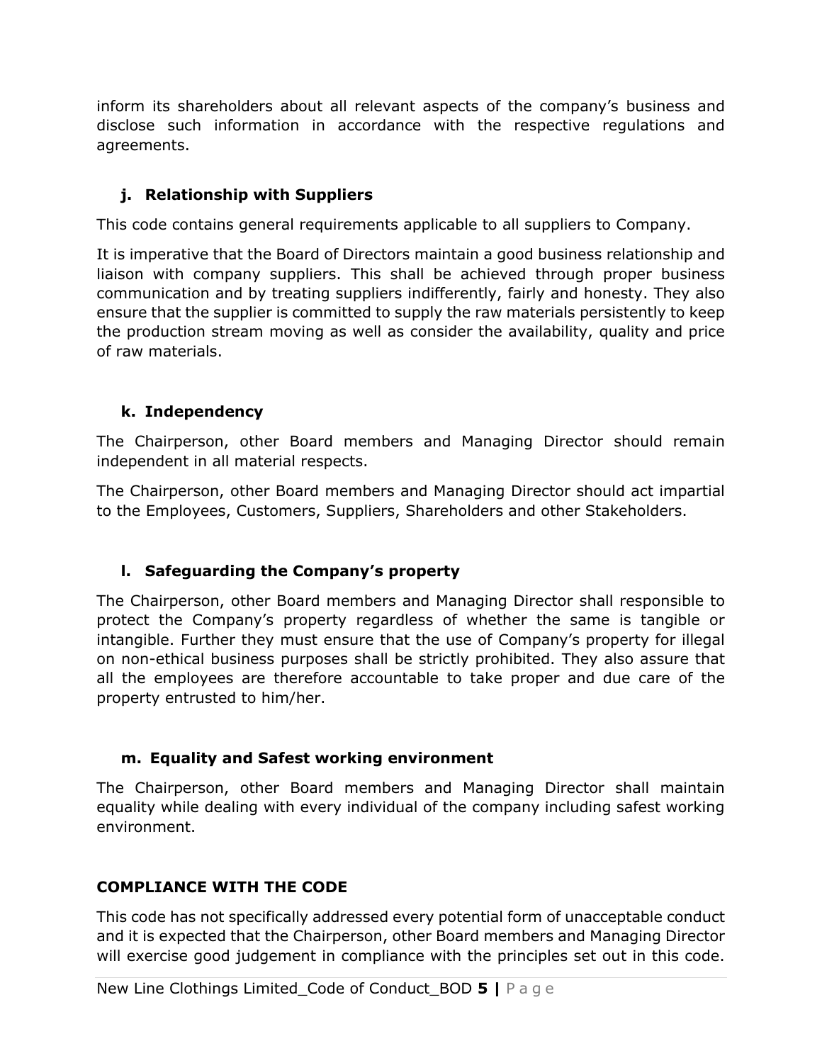inform its shareholders about all relevant aspects of the company's business and disclose such information in accordance with the respective regulations and agreements.

### j. Relationship with Suppliers

This code contains general requirements applicable to all suppliers to Company.

It is imperative that the Board of Directors maintain a good business relationship and liaison with company suppliers. This shall be achieved through proper business communication and by treating suppliers indifferently, fairly and honesty. They also ensure that the supplier is committed to supply the raw materials persistently to keep the production stream moving as well as consider the availability, quality and price of raw materials.

### k. Independency

The Chairperson, other Board members and Managing Director should remain independent in all material respects.

The Chairperson, other Board members and Managing Director should act impartial to the Employees, Customers, Suppliers, Shareholders and other Stakeholders.

### l. Safeguarding the Company's property

The Chairperson, other Board members and Managing Director shall responsible to protect the Company's property regardless of whether the same is tangible or intangible. Further they must ensure that the use of Company's property for illegal on non-ethical business purposes shall be strictly prohibited. They also assure that all the employees are therefore accountable to take proper and due care of the property entrusted to him/her.

### m. Equality and Safest working environment

The Chairperson, other Board members and Managing Director shall maintain equality while dealing with every individual of the company including safest working environment.

## COMPLIANCE WITH THE CODE

This code has not specifically addressed every potential form of unacceptable conduct and it is expected that the Chairperson, other Board members and Managing Director will exercise good judgement in compliance with the principles set out in this code.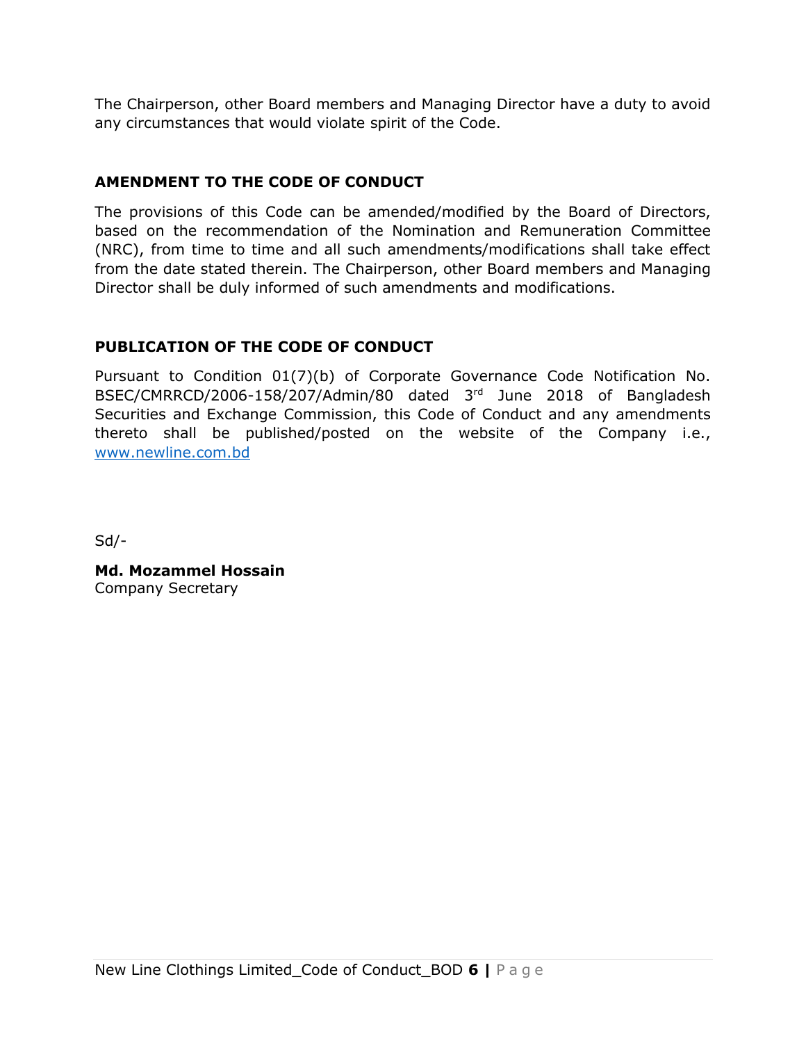The Chairperson, other Board members and Managing Director have a duty to avoid any circumstances that would violate spirit of the Code.

## AMENDMENT TO THE CODE OF CONDUCT

The provisions of this Code can be amended/modified by the Board of Directors, based on the recommendation of the Nomination and Remuneration Committee (NRC), from time to time and all such amendments/modifications shall take effect from the date stated therein. The Chairperson, other Board members and Managing Director shall be duly informed of such amendments and modifications.

## PUBLICATION OF THE CODE OF CONDUCT

Pursuant to Condition 01(7)(b) of Corporate Governance Code Notification No. BSEC/CMRRCD/2006-158/207/Admin/80 dated 3rd June 2018 of Bangladesh Securities and Exchange Commission, this Code of Conduct and any amendments thereto shall be published/posted on the website of the Company i.e., [www.newline.com.bd](http://www.newline.com.bd)

Sd/-

**Md. Mozammel Hossain**
Company Secretary